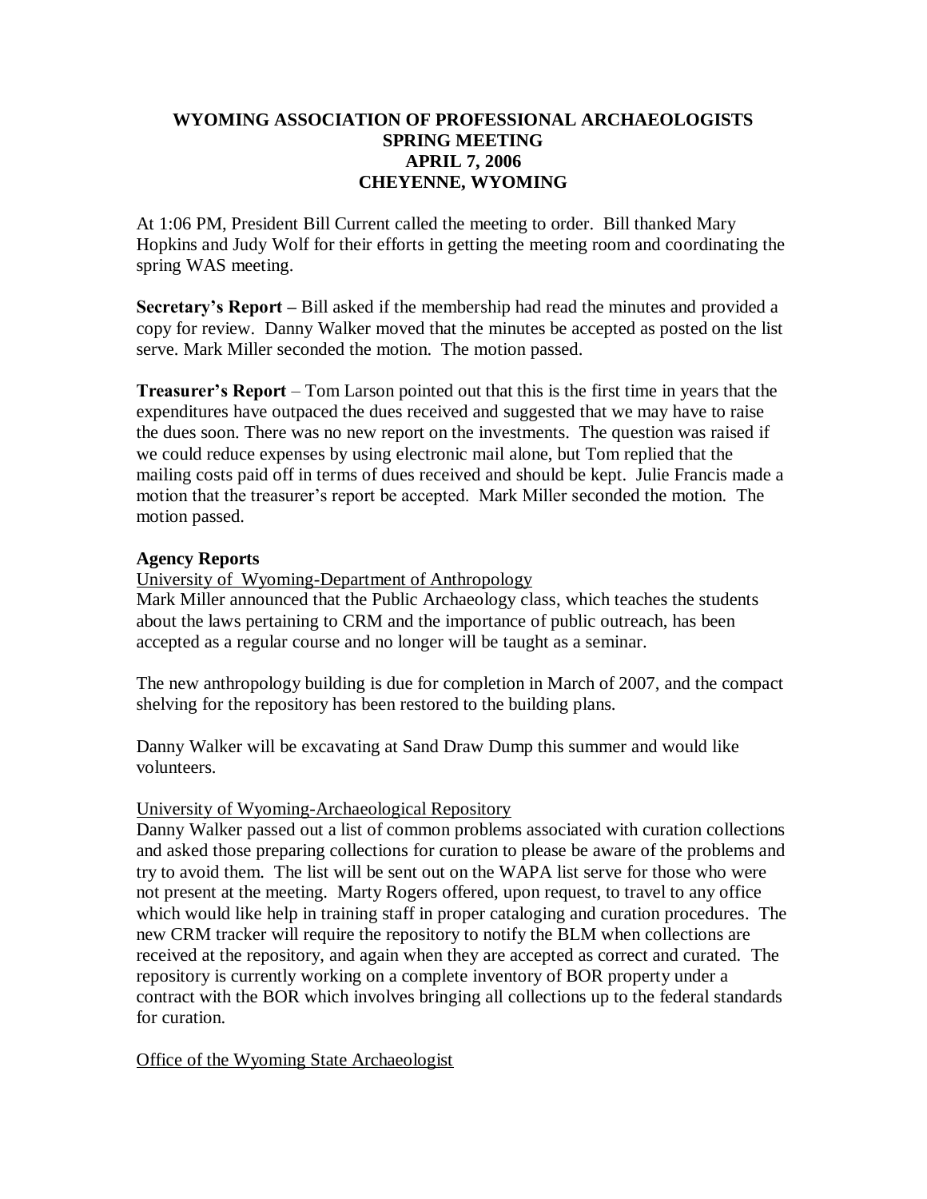# WYOMING ASSOCIATION OF PROFESSIONAL ARCHAEOLOGISTS
## SPRING MEETING
## APRIL 7, 2006
## CHEYENNE, WYOMING

At 1:06 PM, President Bill Current called the meeting to order. Bill thanked Mary Hopkins and Judy Wolf for their efforts in getting the meeting room and coordinating the spring WAS meeting.

**Secretary's Report –** Bill asked if the membership had read the minutes and provided a copy for review. Danny Walker moved that the minutes be accepted as posted on the list serve. Mark Miller seconded the motion. The motion passed.

**Treasurer's Report** – Tom Larson pointed out that this is the first time in years that the expenditures have outpaced the dues received and suggested that we may have to raise the dues soon. There was no new report on the investments. The question was raised if we could reduce expenses by using electronic mail alone, but Tom replied that the mailing costs paid off in terms of dues received and should be kept. Julie Francis made a motion that the treasurer's report be accepted. Mark Miller seconded the motion. The motion passed.

**Agency Reports**

University of Wyoming-Department of Anthropology

Mark Miller announced that the Public Archaeology class, which teaches the students about the laws pertaining to CRM and the importance of public outreach, has been accepted as a regular course and no longer will be taught as a seminar.

The new anthropology building is due for completion in March of 2007, and the compact shelving for the repository has been restored to the building plans.

Danny Walker will be excavating at Sand Draw Dump this summer and would like volunteers.

University of Wyoming-Archaeological Repository

Danny Walker passed out a list of common problems associated with curation collections and asked those preparing collections for curation to please be aware of the problems and try to avoid them. The list will be sent out on the WAPA list serve for those who were not present at the meeting. Marty Rogers offered, upon request, to travel to any office which would like help in training staff in proper cataloging and curation procedures. The new CRM tracker will require the repository to notify the BLM when collections are received at the repository, and again when they are accepted as correct and curated. The repository is currently working on a complete inventory of BOR property under a contract with the BOR which involves bringing all collections up to the federal standards for curation.

Office of the Wyoming State Archaeologist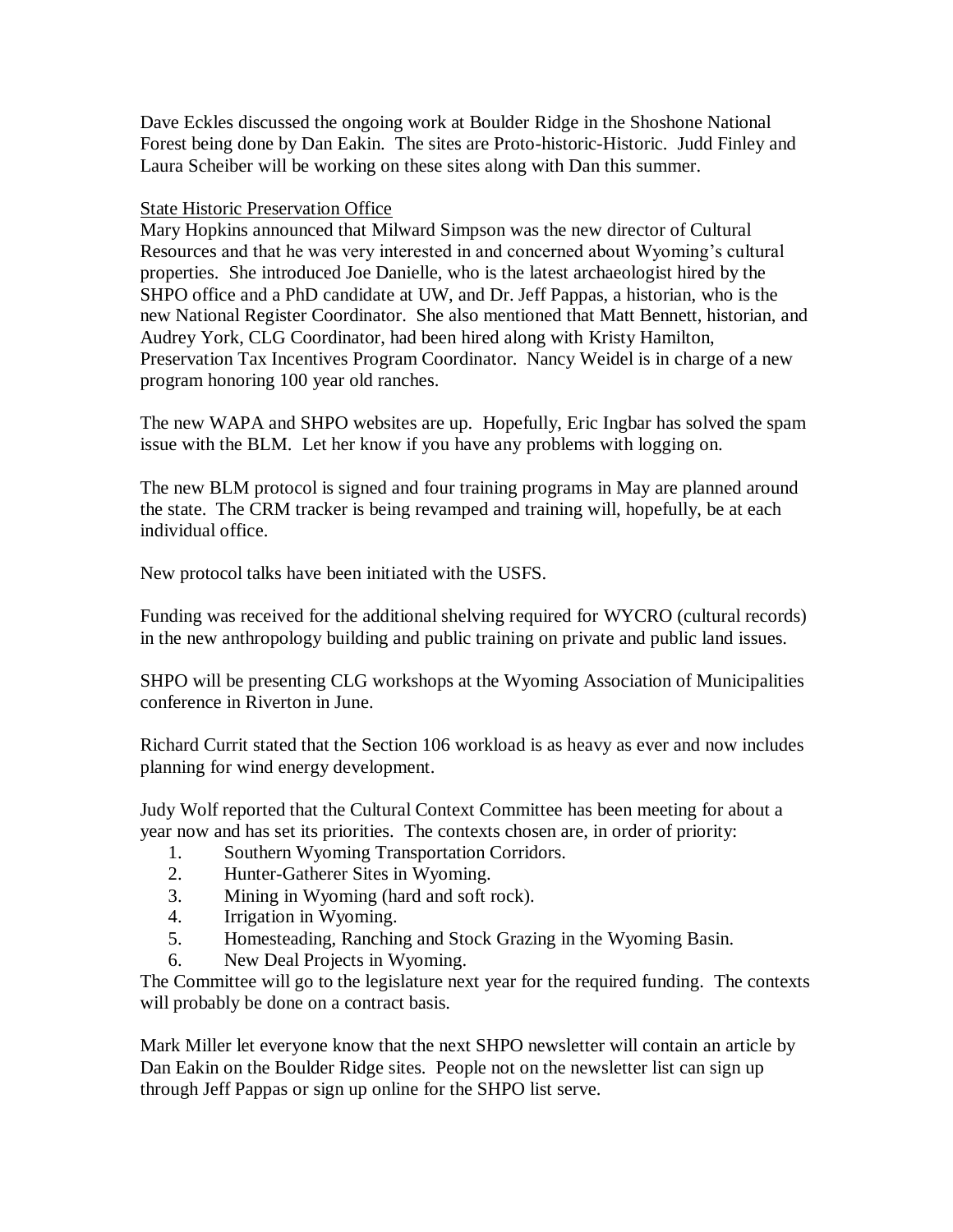Dave Eckles discussed the ongoing work at Boulder Ridge in the Shoshone National Forest being done by Dan Eakin. The sites are Proto-historic-Historic. Judd Finley and Laura Scheiber will be working on these sites along with Dan this summer.

State Historic Preservation Office

Mary Hopkins announced that Milward Simpson was the new director of Cultural Resources and that he was very interested in and concerned about Wyoming's cultural properties. She introduced Joe Danielle, who is the latest archaeologist hired by the SHPO office and a PhD candidate at UW, and Dr. Jeff Pappas, a historian, who is the new National Register Coordinator. She also mentioned that Matt Bennett, historian, and Audrey York, CLG Coordinator, had been hired along with Kristy Hamilton, Preservation Tax Incentives Program Coordinator. Nancy Weidel is in charge of a new program honoring 100 year old ranches.

The new WAPA and SHPO websites are up. Hopefully, Eric Ingbar has solved the spam issue with the BLM. Let her know if you have any problems with logging on.

The new BLM protocol is signed and four training programs in May are planned around the state. The CRM tracker is being revamped and training will, hopefully, be at each individual office.

New protocol talks have been initiated with the USFS.

Funding was received for the additional shelving required for WYCRO (cultural records) in the new anthropology building and public training on private and public land issues.

SHPO will be presenting CLG workshops at the Wyoming Association of Municipalities conference in Riverton in June.

Richard Currit stated that the Section 106 workload is as heavy as ever and now includes planning for wind energy development.

Judy Wolf reported that the Cultural Context Committee has been meeting for about a year now and has set its priorities. The contexts chosen are, in order of priority:

1. Southern Wyoming Transportation Corridors.
2. Hunter-Gatherer Sites in Wyoming.
3. Mining in Wyoming (hard and soft rock).
4. Irrigation in Wyoming.
5. Homesteading, Ranching and Stock Grazing in the Wyoming Basin.
6. New Deal Projects in Wyoming.

The Committee will go to the legislature next year for the required funding. The contexts will probably be done on a contract basis.

Mark Miller let everyone know that the next SHPO newsletter will contain an article by Dan Eakin on the Boulder Ridge sites. People not on the newsletter list can sign up through Jeff Pappas or sign up online for the SHPO list serve.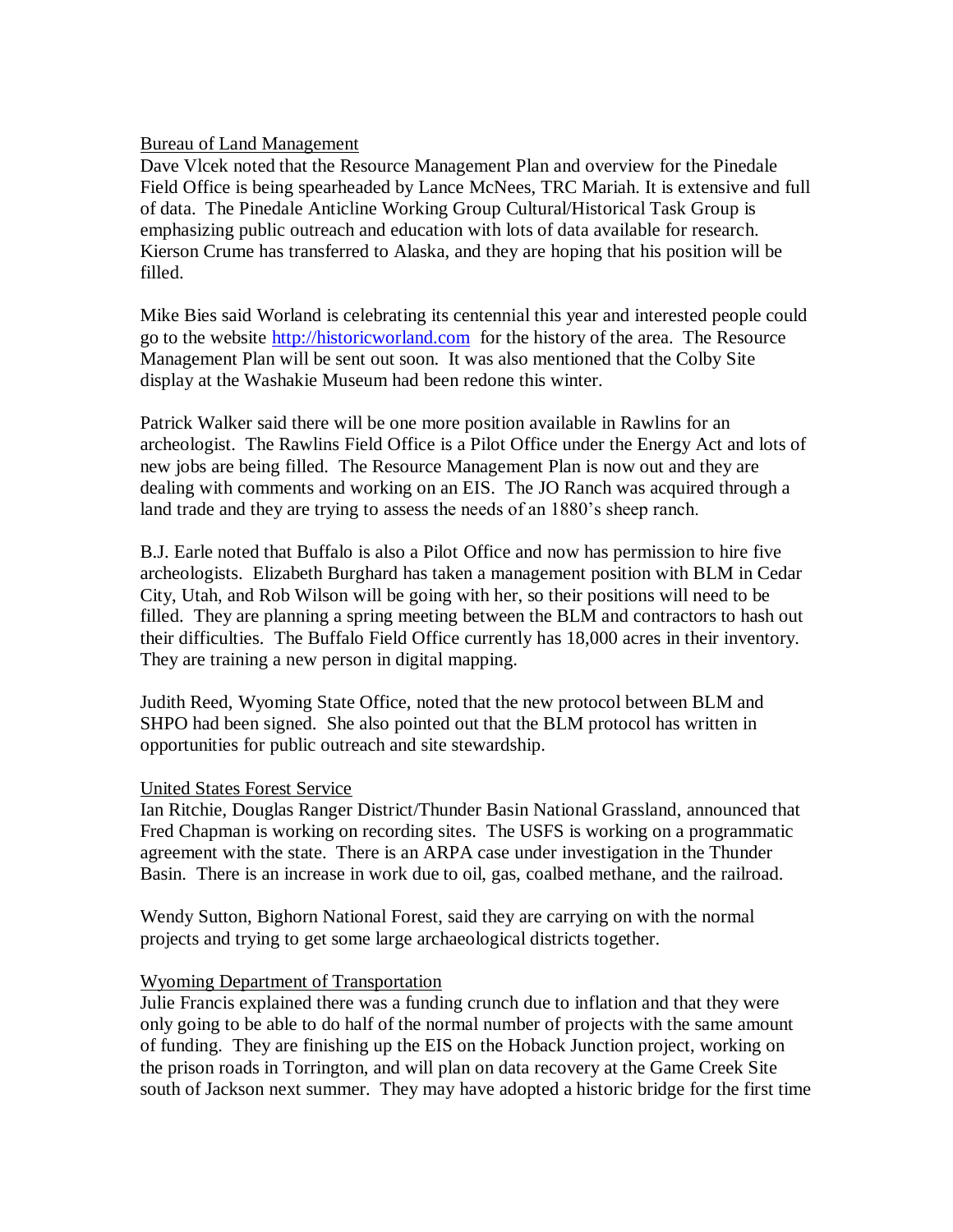<u>Bureau of Land Management</u>

Dave Vlcek noted that the Resource Management Plan and overview for the Pinedale Field Office is being spearheaded by Lance McNees, TRC Mariah. It is extensive and full of data. The Pinedale Anticline Working Group Cultural/Historical Task Group is emphasizing public outreach and education with lots of data available for research. Kierson Crume has transferred to Alaska, and they are hoping that his position will be filled.

Mike Bies said Worland is celebrating its centennial this year and interested people could go to the website [http://historicworland.com](http://historicworland.com) for the history of the area. The Resource Management Plan will be sent out soon. It was also mentioned that the Colby Site display at the Washakie Museum had been redone this winter.

Patrick Walker said there will be one more position available in Rawlins for an archeologist. The Rawlins Field Office is a Pilot Office under the Energy Act and lots of new jobs are being filled. The Resource Management Plan is now out and they are dealing with comments and working on an EIS. The JO Ranch was acquired through a land trade and they are trying to assess the needs of an 1880's sheep ranch.

B.J. Earle noted that Buffalo is also a Pilot Office and now has permission to hire five archeologists. Elizabeth Burghard has taken a management position with BLM in Cedar City, Utah, and Rob Wilson will be going with her, so their positions will need to be filled. They are planning a spring meeting between the BLM and contractors to hash out their difficulties. The Buffalo Field Office currently has 18,000 acres in their inventory. They are training a new person in digital mapping.

Judith Reed, Wyoming State Office, noted that the new protocol between BLM and SHPO had been signed. She also pointed out that the BLM protocol has written in opportunities for public outreach and site stewardship.

<u>United States Forest Service</u>

Ian Ritchie, Douglas Ranger District/Thunder Basin National Grassland, announced that Fred Chapman is working on recording sites. The USFS is working on a programmatic agreement with the state. There is an ARPA case under investigation in the Thunder Basin. There is an increase in work due to oil, gas, coalbed methane, and the railroad.

Wendy Sutton, Bighorn National Forest, said they are carrying on with the normal projects and trying to get some large archaeological districts together.

<u>Wyoming Department of Transportation</u>

Julie Francis explained there was a funding crunch due to inflation and that they were only going to be able to do half of the normal number of projects with the same amount of funding. They are finishing up the EIS on the Hoback Junction project, working on the prison roads in Torrington, and will plan on data recovery at the Game Creek Site south of Jackson next summer. They may have adopted a historic bridge for the first time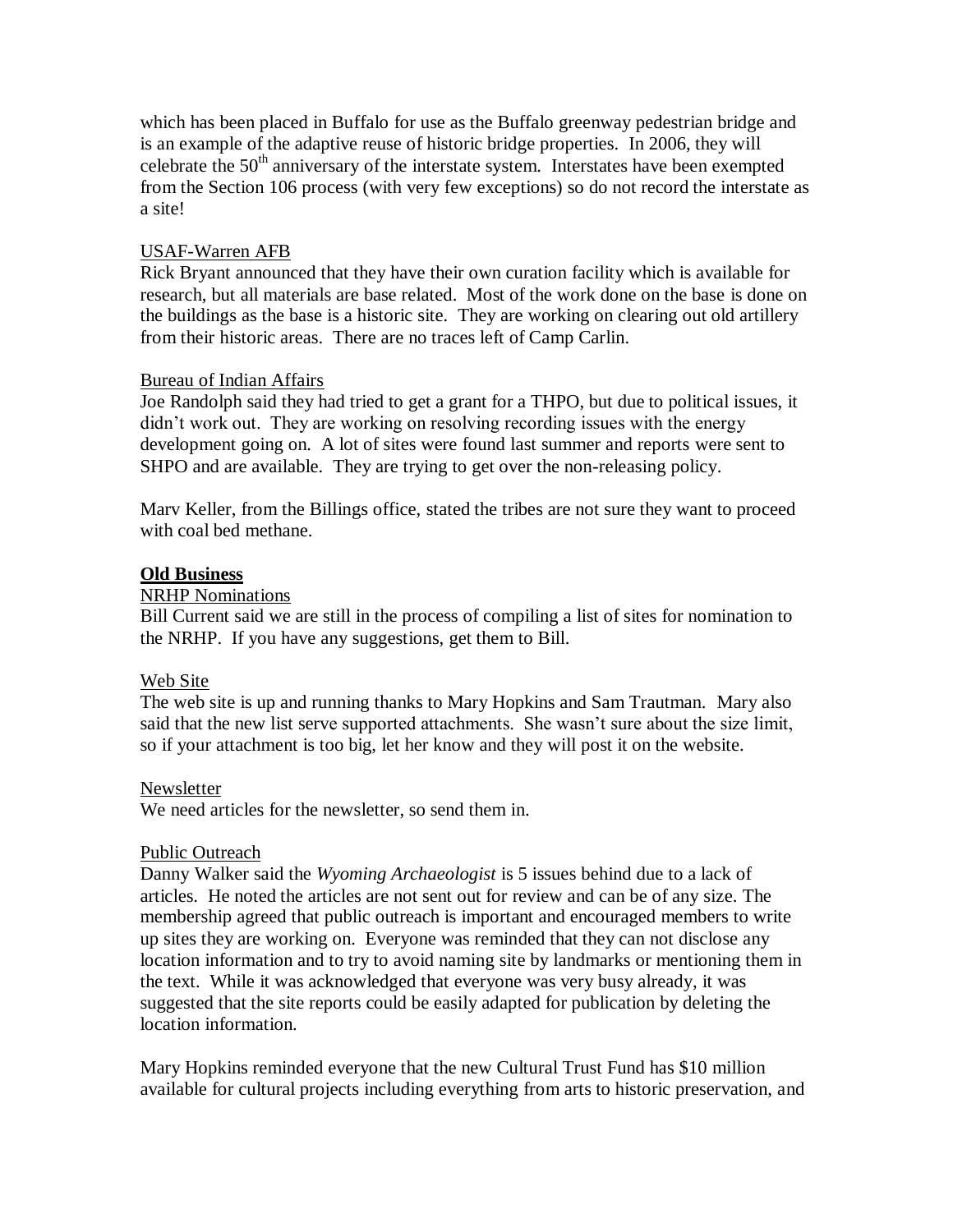which has been placed in Buffalo for use as the Buffalo greenway pedestrian bridge and is an example of the adaptive reuse of historic bridge properties. In 2006, they will celebrate the 50th anniversary of the interstate system. Interstates have been exempted from the Section 106 process (with very few exceptions) so do not record the interstate as a site!

<u>USAF-Warren AFB</u>

Rick Bryant announced that they have their own curation facility which is available for research, but all materials are base related. Most of the work done on the base is done on the buildings as the base is a historic site. They are working on clearing out old artillery from their historic areas. There are no traces left of Camp Carlin.

<u>Bureau of Indian Affairs</u>

Joe Randolph said they had tried to get a grant for a THPO, but due to political issues, it didn't work out. They are working on resolving recording issues with the energy development going on. A lot of sites were found last summer and reports were sent to SHPO and are available. They are trying to get over the non-releasing policy.

Marv Keller, from the Billings office, stated the tribes are not sure they want to proceed with coal bed methane.

## Old Business

<u>NRHP Nominations</u>

Bill Current said we are still in the process of compiling a list of sites for nomination to the NRHP. If you have any suggestions, get them to Bill.

<u>Web Site</u>

The web site is up and running thanks to Mary Hopkins and Sam Trautman. Mary also said that the new list serve supported attachments. She wasn't sure about the size limit, so if your attachment is too big, let her know and they will post it on the website.

<u>Newsletter</u>

We need articles for the newsletter, so send them in.

<u>Public Outreach</u>

Danny Walker said the *Wyoming Archaeologist* is 5 issues behind due to a lack of articles. He noted the articles are not sent out for review and can be of any size. The membership agreed that public outreach is important and encouraged members to write up sites they are working on. Everyone was reminded that they can not disclose any location information and to try to avoid naming site by landmarks or mentioning them in the text. While it was acknowledged that everyone was very busy already, it was suggested that the site reports could be easily adapted for publication by deleting the location information.

Mary Hopkins reminded everyone that the new Cultural Trust Fund has $10 million available for cultural projects including everything from arts to historic preservation, and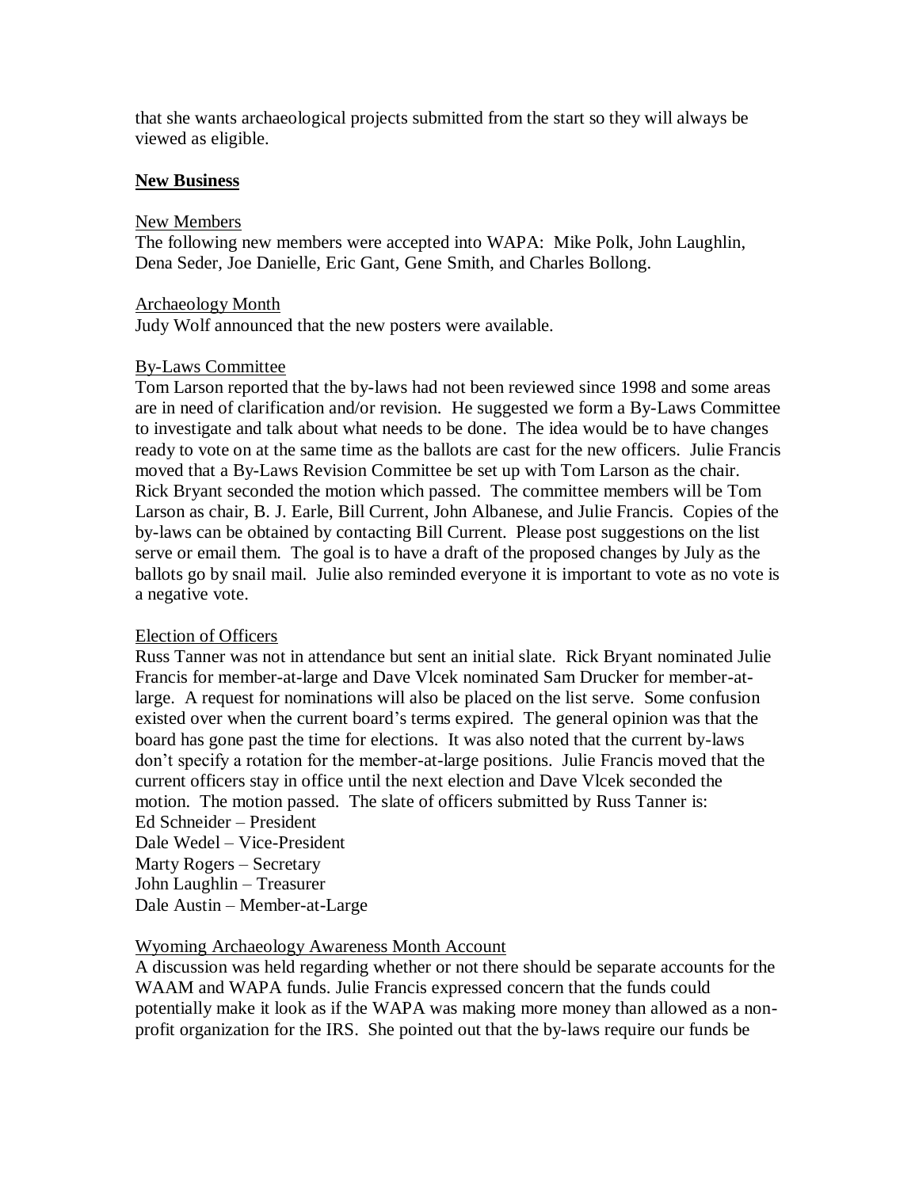that she wants archaeological projects submitted from the start so they will always be viewed as eligible.

**New Business**

New Members

The following new members were accepted into WAPA: Mike Polk, John Laughlin, Dena Seder, Joe Danielle, Eric Gant, Gene Smith, and Charles Bollong.

Archaeology Month

Judy Wolf announced that the new posters were available.

By-Laws Committee

Tom Larson reported that the by-laws had not been reviewed since 1998 and some areas are in need of clarification and/or revision. He suggested we form a By-Laws Committee to investigate and talk about what needs to be done. The idea would be to have changes ready to vote on at the same time as the ballots are cast for the new officers. Julie Francis moved that a By-Laws Revision Committee be set up with Tom Larson as the chair. Rick Bryant seconded the motion which passed. The committee members will be Tom Larson as chair, B. J. Earle, Bill Current, John Albanese, and Julie Francis. Copies of the by-laws can be obtained by contacting Bill Current. Please post suggestions on the list serve or email them. The goal is to have a draft of the proposed changes by July as the ballots go by snail mail. Julie also reminded everyone it is important to vote as no vote is a negative vote.

Election of Officers

Russ Tanner was not in attendance but sent an initial slate. Rick Bryant nominated Julie Francis for member-at-large and Dave Vlcek nominated Sam Drucker for member-at-large. A request for nominations will also be placed on the list serve. Some confusion existed over when the current board's terms expired. The general opinion was that the board has gone past the time for elections. It was also noted that the current by-laws don't specify a rotation for the member-at-large positions. Julie Francis moved that the current officers stay in office until the next election and Dave Vlcek seconded the motion. The motion passed. The slate of officers submitted by Russ Tanner is:
Ed Schneider – President
Dale Wedel – Vice-President
Marty Rogers – Secretary
John Laughlin – Treasurer
Dale Austin – Member-at-Large

Wyoming Archaeology Awareness Month Account

A discussion was held regarding whether or not there should be separate accounts for the WAAM and WAPA funds. Julie Francis expressed concern that the funds could potentially make it look as if the WAPA was making more money than allowed as a non-profit organization for the IRS. She pointed out that the by-laws require our funds be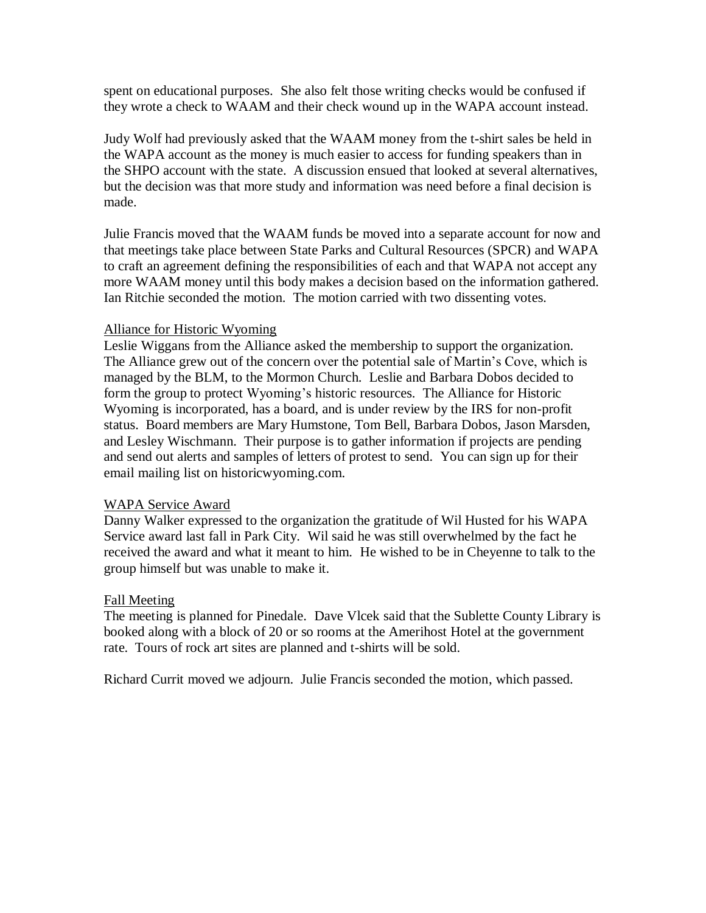spent on educational purposes. She also felt those writing checks would be confused if they wrote a check to WAAM and their check wound up in the WAPA account instead.

Judy Wolf had previously asked that the WAAM money from the t-shirt sales be held in the WAPA account as the money is much easier to access for funding speakers than in the SHPO account with the state. A discussion ensued that looked at several alternatives, but the decision was that more study and information was need before a final decision is made.

Julie Francis moved that the WAAM funds be moved into a separate account for now and that meetings take place between State Parks and Cultural Resources (SPCR) and WAPA to craft an agreement defining the responsibilities of each and that WAPA not accept any more WAAM money until this body makes a decision based on the information gathered. Ian Ritchie seconded the motion. The motion carried with two dissenting votes.

<u>Alliance for Historic Wyoming</u>

Leslie Wiggans from the Alliance asked the membership to support the organization. The Alliance grew out of the concern over the potential sale of Martin's Cove, which is managed by the BLM, to the Mormon Church. Leslie and Barbara Dobos decided to form the group to protect Wyoming's historic resources. The Alliance for Historic Wyoming is incorporated, has a board, and is under review by the IRS for non-profit status. Board members are Mary Humstone, Tom Bell, Barbara Dobos, Jason Marsden, and Lesley Wischmann. Their purpose is to gather information if projects are pending and send out alerts and samples of letters of protest to send. You can sign up for their email mailing list on historicwyoming.com.

<u>WAPA Service Award</u>

Danny Walker expressed to the organization the gratitude of Wil Husted for his WAPA Service award last fall in Park City. Wil said he was still overwhelmed by the fact he received the award and what it meant to him. He wished to be in Cheyenne to talk to the group himself but was unable to make it.

<u>Fall Meeting</u>

The meeting is planned for Pinedale. Dave Vlcek said that the Sublette County Library is booked along with a block of 20 or so rooms at the Amerihost Hotel at the government rate. Tours of rock art sites are planned and t-shirts will be sold.

Richard Currit moved we adjourn. Julie Francis seconded the motion, which passed.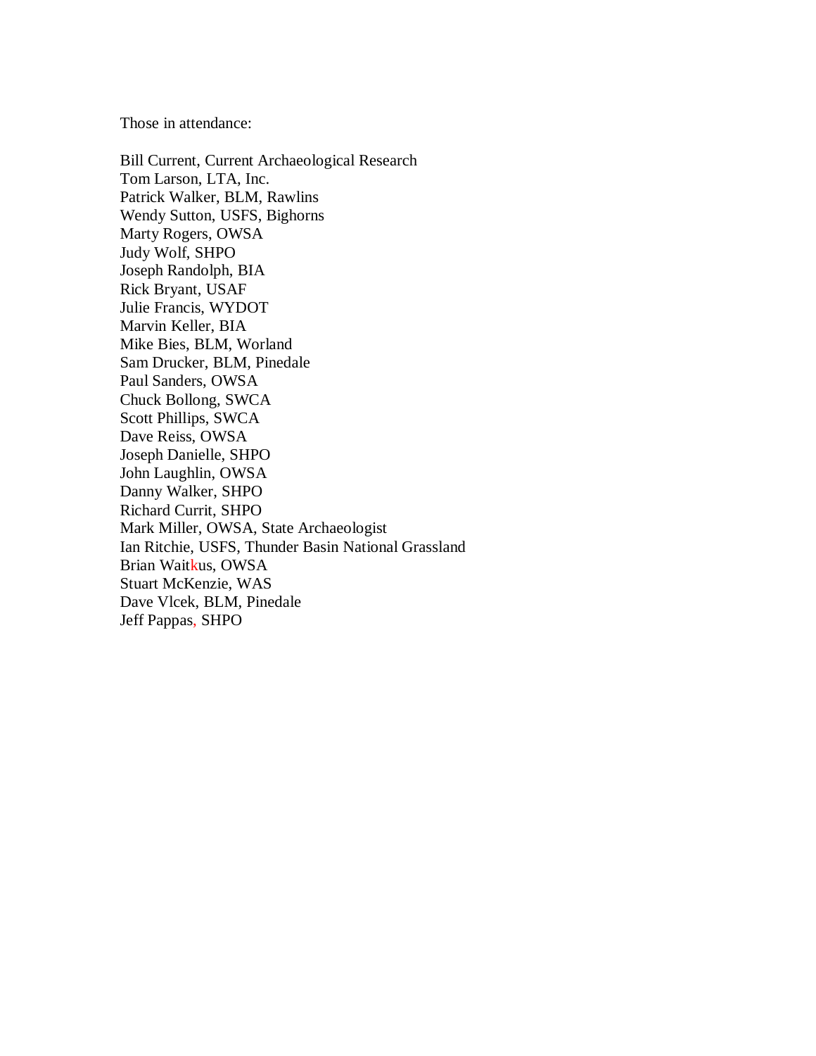Those in attendance:

Bill Current, Current Archaeological Research
Tom Larson, LTA, Inc.
Patrick Walker, BLM, Rawlins
Wendy Sutton, USFS, Bighorns
Marty Rogers, OWSA
Judy Wolf, SHPO
Joseph Randolph, BIA
Rick Bryant, USAF
Julie Francis, WYDOT
Marvin Keller, BIA
Mike Bies, BLM, Worland
Sam Drucker, BLM, Pinedale
Paul Sanders, OWSA
Chuck Bollong, SWCA
Scott Phillips, SWCA
Dave Reiss, OWSA
Joseph Danielle, SHPO
John Laughlin, OWSA
Danny Walker, SHPO
Richard Currit, SHPO
Mark Miller, OWSA, State Archaeologist
Ian Ritchie, USFS, Thunder Basin National Grassland
Brian Waitkus, OWSA
Stuart McKenzie, WAS
Dave Vlcek, BLM, Pinedale
Jeff Pappas, SHPO